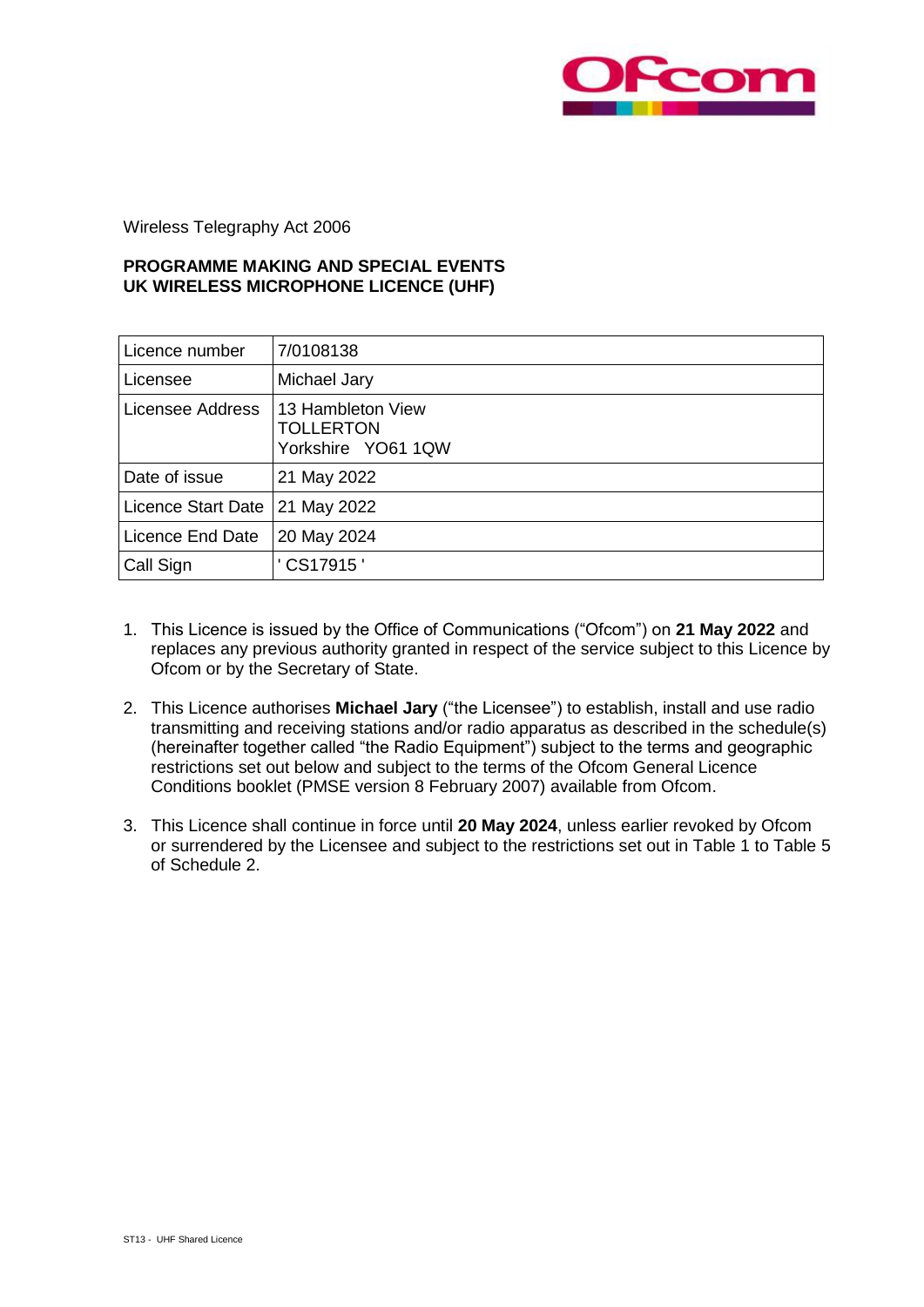Wireless Telegraphy Act 2006

**PROGRAMME MAKING AND SPECIAL EVENTS**
**UK WIRELESS MICROPHONE LICENCE (UHF)**

| Licence number | 7/0108138 |
|---|---|
| Licensee | Michael Jary |
| Licensee Address | 13 Hambleton View<br>TOLLERTON<br>Yorkshire YO61 1QW |
| Date of issue | 21 May 2022 |
| Licence Start Date | 21 May 2022 |
| Licence End Date | 20 May 2024 |
| Call Sign | ' CS17915 ' |

1. This Licence is issued by the Office of Communications ("Ofcom") on **21 May 2022** and replaces any previous authority granted in respect of the service subject to this Licence by Ofcom or by the Secretary of State.

2. This Licence authorises **Michael Jary** ("the Licensee") to establish, install and use radio transmitting and receiving stations and/or radio apparatus as described in the schedule(s) (hereinafter together called "the Radio Equipment") subject to the terms and geographic restrictions set out below and subject to the terms of the Ofcom General Licence Conditions booklet (PMSE version 8 February 2007) available from Ofcom.

3. This Licence shall continue in force until **20 May 2024**, unless earlier revoked by Ofcom or surrendered by the Licensee and subject to the restrictions set out in Table 1 to Table 5 of Schedule 2.

ST13 - UHF Shared Licence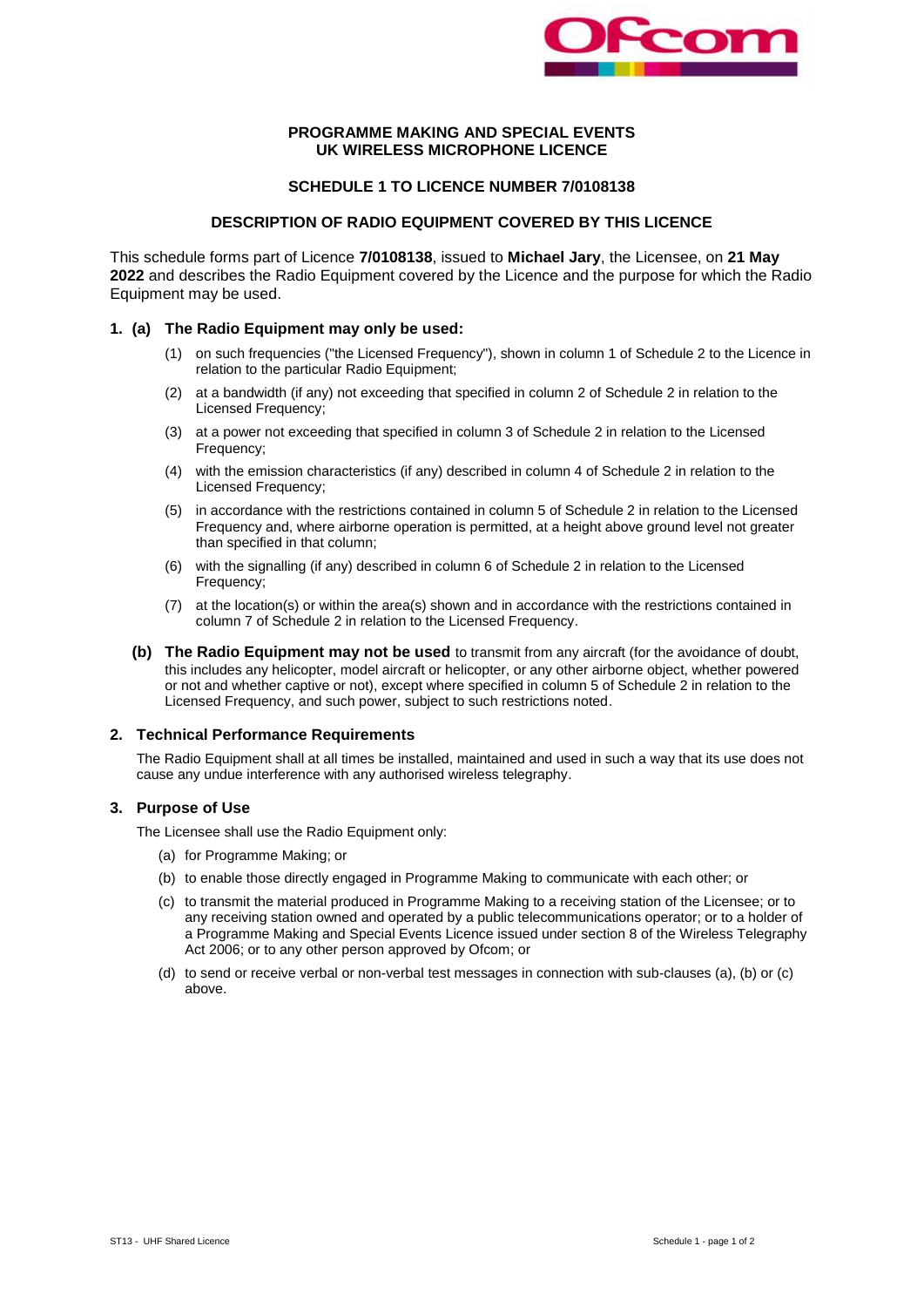**PROGRAMME MAKING AND SPECIAL EVENTS**
**UK WIRELESS MICROPHONE LICENCE**

**SCHEDULE 1 TO LICENCE NUMBER 7/0108138**

**DESCRIPTION OF RADIO EQUIPMENT COVERED BY THIS LICENCE**

This schedule forms part of Licence **7/0108138**, issued to **Michael Jary**, the Licensee, on **21 May 2022** and describes the Radio Equipment covered by the Licence and the purpose for which the Radio Equipment may be used.

**1. (a) The Radio Equipment may only be used:**

(1) on such frequencies ("the Licensed Frequency"), shown in column 1 of Schedule 2 to the Licence in relation to the particular Radio Equipment;

(2) at a bandwidth (if any) not exceeding that specified in column 2 of Schedule 2 in relation to the Licensed Frequency;

(3) at a power not exceeding that specified in column 3 of Schedule 2 in relation to the Licensed Frequency;

(4) with the emission characteristics (if any) described in column 4 of Schedule 2 in relation to the Licensed Frequency;

(5) in accordance with the restrictions contained in column 5 of Schedule 2 in relation to the Licensed Frequency and, where airborne operation is permitted, at a height above ground level not greater than specified in that column;

(6) with the signalling (if any) described in column 6 of Schedule 2 in relation to the Licensed Frequency;

(7) at the location(s) or within the area(s) shown and in accordance with the restrictions contained in column 7 of Schedule 2 in relation to the Licensed Frequency.

**(b) The Radio Equipment may not be used** to transmit from any aircraft (for the avoidance of doubt, this includes any helicopter, model aircraft or helicopter, or any other airborne object, whether powered or not and whether captive or not), except where specified in column 5 of Schedule 2 in relation to the Licensed Frequency, and such power, subject to such restrictions noted.

**2. Technical Performance Requirements**

The Radio Equipment shall at all times be installed, maintained and used in such a way that its use does not cause any undue interference with any authorised wireless telegraphy.

**3. Purpose of Use**

The Licensee shall use the Radio Equipment only:

(a) for Programme Making; or

(b) to enable those directly engaged in Programme Making to communicate with each other; or

(c) to transmit the material produced in Programme Making to a receiving station of the Licensee; or to any receiving station owned and operated by a public telecommunications operator; or to a holder of a Programme Making and Special Events Licence issued under section 8 of the Wireless Telegraphy Act 2006; or to any other person approved by Ofcom; or

(d) to send or receive verbal or non-verbal test messages in connection with sub-clauses (a), (b) or (c) above.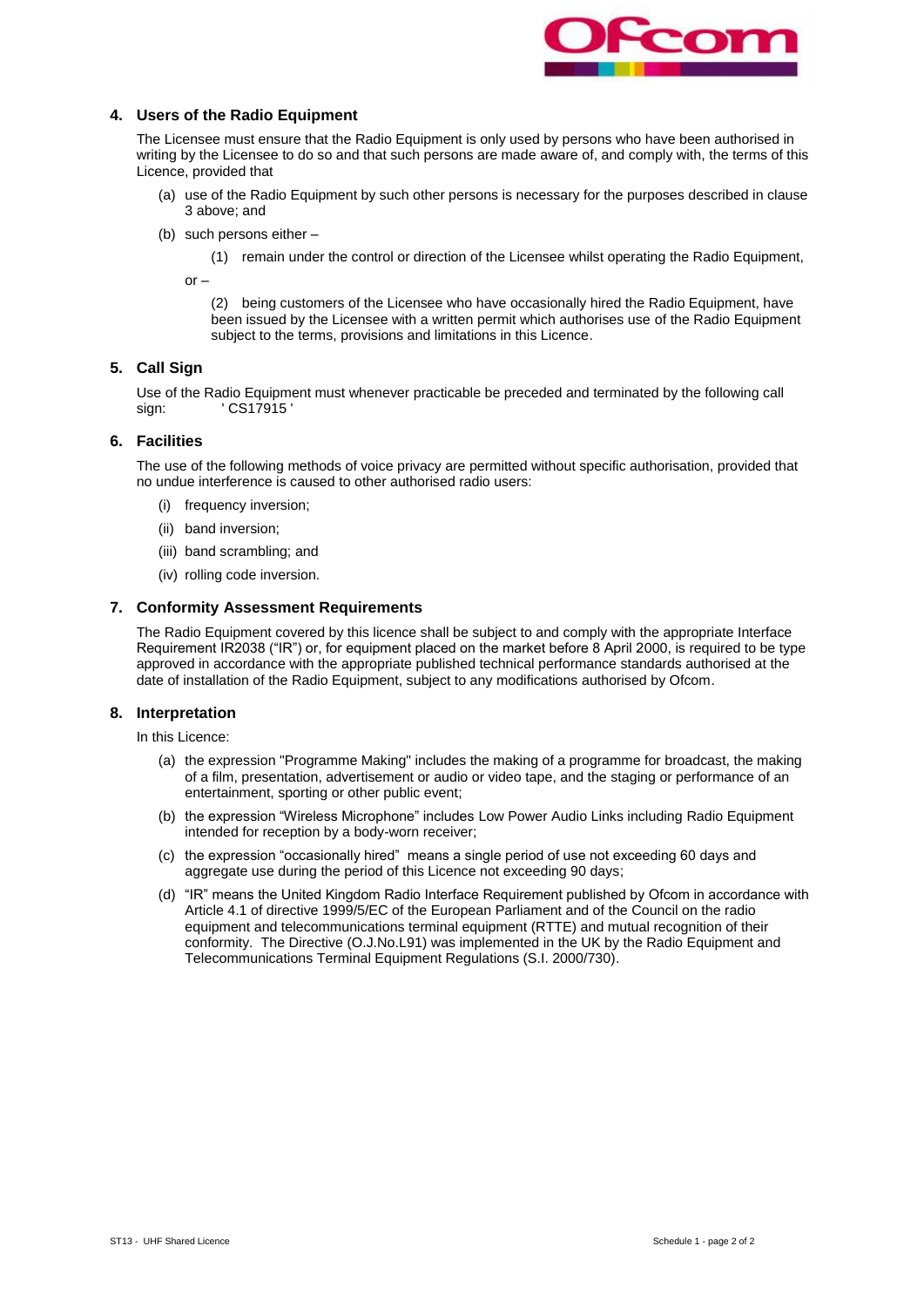## 4. Users of the Radio Equipment

The Licensee must ensure that the Radio Equipment is only used by persons who have been authorised in writing by the Licensee to do so and that such persons are made aware of, and comply with, the terms of this Licence, provided that

(a) use of the Radio Equipment by such other persons is necessary for the purposes described in clause 3 above; and

(b) such persons either –

(1) remain under the control or direction of the Licensee whilst operating the Radio Equipment,

or –

(2) being customers of the Licensee who have occasionally hired the Radio Equipment, have been issued by the Licensee with a written permit which authorises use of the Radio Equipment subject to the terms, provisions and limitations in this Licence.

## 5. Call Sign

Use of the Radio Equipment must whenever practicable be preceded and terminated by the following call sign: ' CS17915 '

## 6. Facilities

The use of the following methods of voice privacy are permitted without specific authorisation, provided that no undue interference is caused to other authorised radio users:

(i) frequency inversion;

(ii) band inversion;

(iii) band scrambling; and

(iv) rolling code inversion.

## 7. Conformity Assessment Requirements

The Radio Equipment covered by this licence shall be subject to and comply with the appropriate Interface Requirement IR2038 ("IR") or, for equipment placed on the market before 8 April 2000, is required to be type approved in accordance with the appropriate published technical performance standards authorised at the date of installation of the Radio Equipment, subject to any modifications authorised by Ofcom.

## 8. Interpretation

In this Licence:

(a) the expression "Programme Making" includes the making of a programme for broadcast, the making of a film, presentation, advertisement or audio or video tape, and the staging or performance of an entertainment, sporting or other public event;

(b) the expression "Wireless Microphone" includes Low Power Audio Links including Radio Equipment intended for reception by a body-worn receiver;

(c) the expression "occasionally hired" means a single period of use not exceeding 60 days and aggregate use during the period of this Licence not exceeding 90 days;

(d) "IR" means the United Kingdom Radio Interface Requirement published by Ofcom in accordance with Article 4.1 of directive 1999/5/EC of the European Parliament and of the Council on the radio equipment and telecommunications terminal equipment (RTTE) and mutual recognition of their conformity. The Directive (O.J.No.L91) was implemented in the UK by the Radio Equipment and Telecommunications Terminal Equipment Regulations (S.I. 2000/730).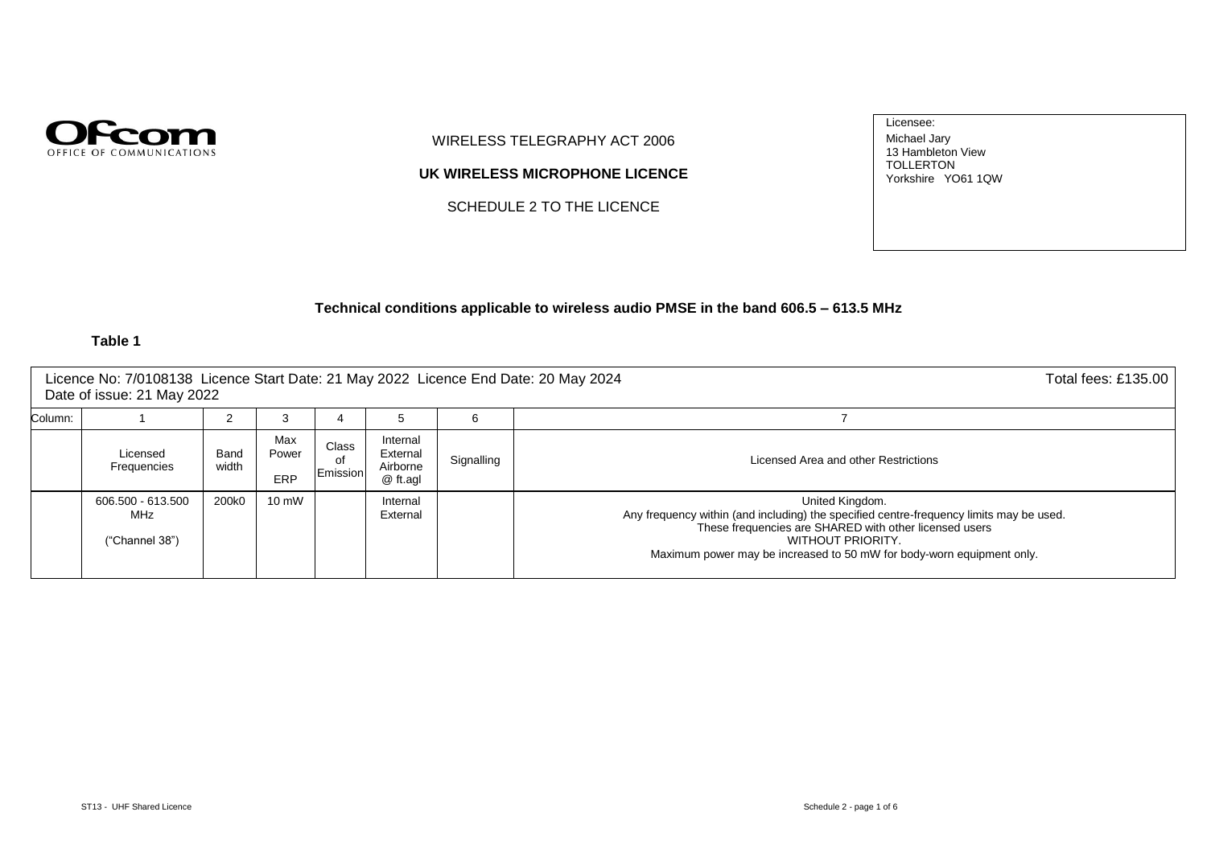Ofcom
OFFICE OF COMMUNICATIONS

WIRELESS TELEGRAPHY ACT 2006

**UK WIRELESS MICROPHONE LICENCE**

SCHEDULE 2 TO THE LICENCE

Licensee:
Michael Jary
13 Hambleton View
TOLLERTON
Yorkshire YO61 1QW

**Technical conditions applicable to wireless audio PMSE in the band 606.5 – 613.5 MHz**

**Table 1**

Licence No: 7/0108138 Licence Start Date: 21 May 2022 Licence End Date: 20 May 2024 Total fees: £135.00
Date of issue: 21 May 2022

| Column: | 1 | 2 | 3 | 4 | 5 | 6 | 7 |
|---|---|---|---|---|---|---|---|
| | Licensed Frequencies | Band width | Max Power ERP | Class of Emission | Internal External Airborne @ ft.agl | Signalling | Licensed Area and other Restrictions |
| | 606.500 - 613.500 MHz ("Channel 38") | 200k0 | 10 mW | | Internal External | | United Kingdom. Any frequency within (and including) the specified centre-frequency limits may be used. These frequencies are SHARED with other licensed users WITHOUT PRIORITY. Maximum power may be increased to 50 mW for body-worn equipment only. |

ST13 - UHF Shared Licence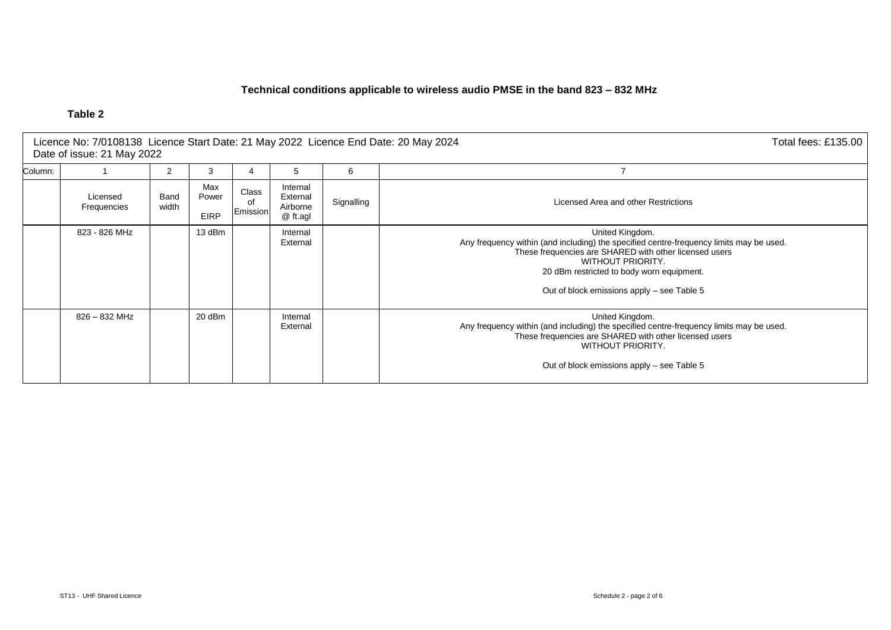**Technical conditions applicable to wireless audio PMSE in the band 823 – 832 MHz**

**Table 2**

| Licence No: 7/0108138 Licence Start Date: 21 May 2022 Licence End Date: 20 May 2024 Date of issue: 21 May 2022 | | | | | | | Total fees: £135.00 |
|---|---|---|---|---|---|---|---|
| Column: | 1 | 2 | 3 | 4 | 5 | 6 | 7 |
| | Licensed Frequencies | Band width | Max Power EIRP | Class of Emission | Internal External Airborne @ ft.agl | Signalling | Licensed Area and other Restrictions |
| | 823 - 826 MHz | | 13 dBm | | Internal External | | United Kingdom. Any frequency within (and including) the specified centre-frequency limits may be used. These frequencies are SHARED with other licensed users WITHOUT PRIORITY. 20 dBm restricted to body worn equipment. Out of block emissions apply – see Table 5 |
| | 826 – 832 MHz | | 20 dBm | | Internal External | | United Kingdom. Any frequency within (and including) the specified centre-frequency limits may be used. These frequencies are SHARED with other licensed users WITHOUT PRIORITY. Out of block emissions apply – see Table 5 |

ST13 - UHF Shared Licence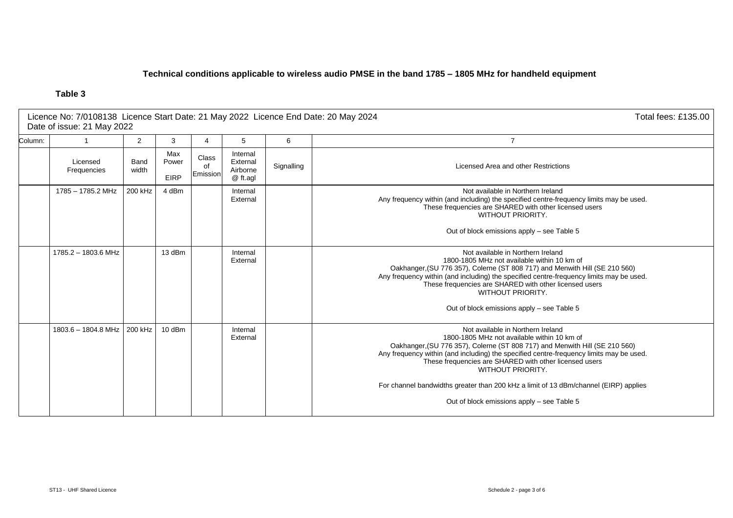**Technical conditions applicable to wireless audio PMSE in the band 1785 – 1805 MHz for handheld equipment**

**Table 3**

| Licence No: 7/0108138 Licence Start Date: 21 May 2022 Licence End Date: 20 May 2024 Date of issue: 21 May 2022 | | | | | | | Total fees: £135.00 |
|---|---|---|---|---|---|---|---|
| Column: | 1 | 2 | 3 | 4 | 5 | 6 | 7 |
| | Licensed Frequencies | Band width | Max Power EIRP | Class of Emission | Internal External Airborne @ ft.agl | Signalling | Licensed Area and other Restrictions |
| | 1785 – 1785.2 MHz | 200 kHz | 4 dBm | | Internal External | | Not available in Northern Ireland<br>Any frequency within (and including) the specified centre-frequency limits may be used.<br>These frequencies are SHARED with other licensed users WITHOUT PRIORITY.<br><br>Out of block emissions apply – see Table 5 |
| | 1785.2 – 1803.6 MHz | | 13 dBm | | Internal External | | Not available in Northern Ireland<br>1800-1805 MHz not available within 10 km of Oakhanger,(SU 776 357), Colerne (ST 808 717) and Menwith Hill (SE 210 560)<br>Any frequency within (and including) the specified centre-frequency limits may be used.<br>These frequencies are SHARED with other licensed users WITHOUT PRIORITY.<br><br>Out of block emissions apply – see Table 5 |
| | 1803.6 – 1804.8 MHz | 200 kHz | 10 dBm | | Internal External | | Not available in Northern Ireland<br>1800-1805 MHz not available within 10 km of Oakhanger,(SU 776 357), Colerne (ST 808 717) and Menwith Hill (SE 210 560)<br>Any frequency within (and including) the specified centre-frequency limits may be used.<br>These frequencies are SHARED with other licensed users WITHOUT PRIORITY.<br><br>For channel bandwidths greater than 200 kHz a limit of 13 dBm/channel (EIRP) applies<br><br>Out of block emissions apply – see Table 5 |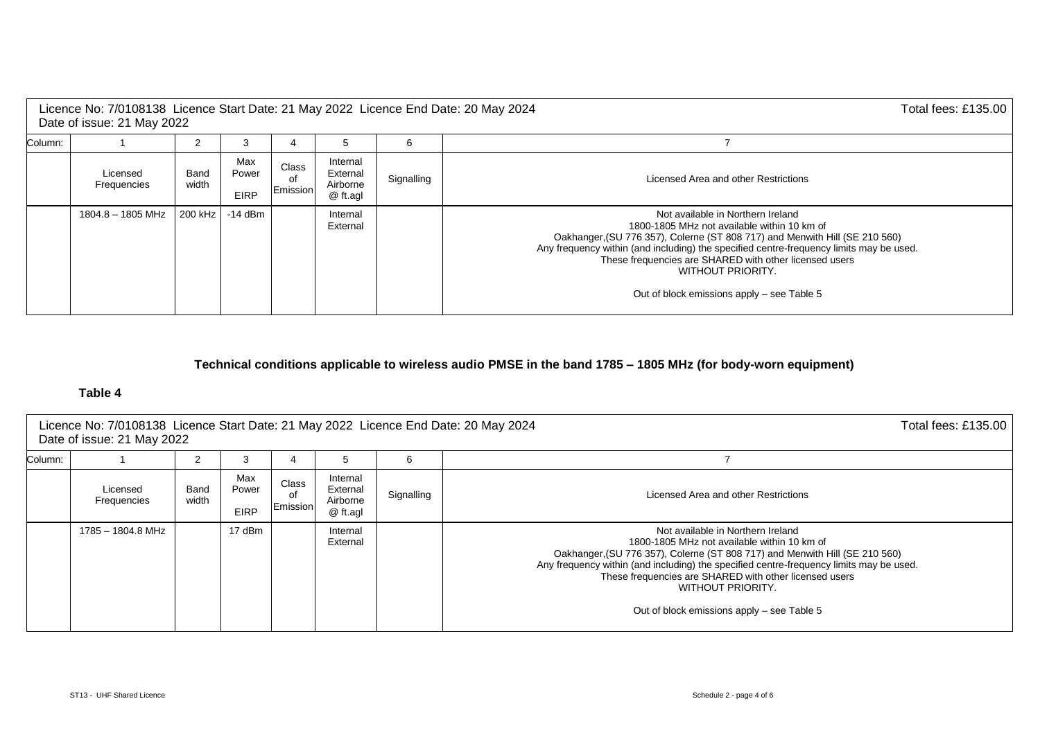| Licence No: 7/0108138 Licence Start Date: 21 May 2022 Licence End Date: 20 May 2024 Date of issue: 21 May 2022 | | | | | | | Total fees: £135.00 |
|---|---|---|---|---|---|---|---|
| Column: | 1 | 2 | 3 | 4 | 5 | 6 | 7 |
| | Licensed Frequencies | Band width | Max Power EIRP | Class of Emission | Internal External Airborne @ ft.agl | Signalling | Licensed Area and other Restrictions |
| | 1804.8 – 1805 MHz | 200 kHz | -14 dBm | | Internal External | | Not available in Northern Ireland 1800-1805 MHz not available within 10 km of Oakhanger,(SU 776 357), Colerne (ST 808 717) and Menwith Hill (SE 210 560) Any frequency within (and including) the specified centre-frequency limits may be used. These frequencies are SHARED with other licensed users WITHOUT PRIORITY. Out of block emissions apply – see Table 5 |

**Technical conditions applicable to wireless audio PMSE in the band 1785 – 1805 MHz (for body-worn equipment)**

**Table 4**

| Licence No: 7/0108138 Licence Start Date: 21 May 2022 Licence End Date: 20 May 2024 Date of issue: 21 May 2022 | | | | | | | Total fees: £135.00 |
|---|---|---|---|---|---|---|---|
| Column: | 1 | 2 | 3 | 4 | 5 | 6 | 7 |
| | Licensed Frequencies | Band width | Max Power EIRP | Class of Emission | Internal External Airborne @ ft.agl | Signalling | Licensed Area and other Restrictions |
| | 1785 – 1804.8 MHz | | 17 dBm | | Internal External | | Not available in Northern Ireland 1800-1805 MHz not available within 10 km of Oakhanger,(SU 776 357), Colerne (ST 808 717) and Menwith Hill (SE 210 560) Any frequency within (and including) the specified centre-frequency limits may be used. These frequencies are SHARED with other licensed users WITHOUT PRIORITY. Out of block emissions apply – see Table 5 |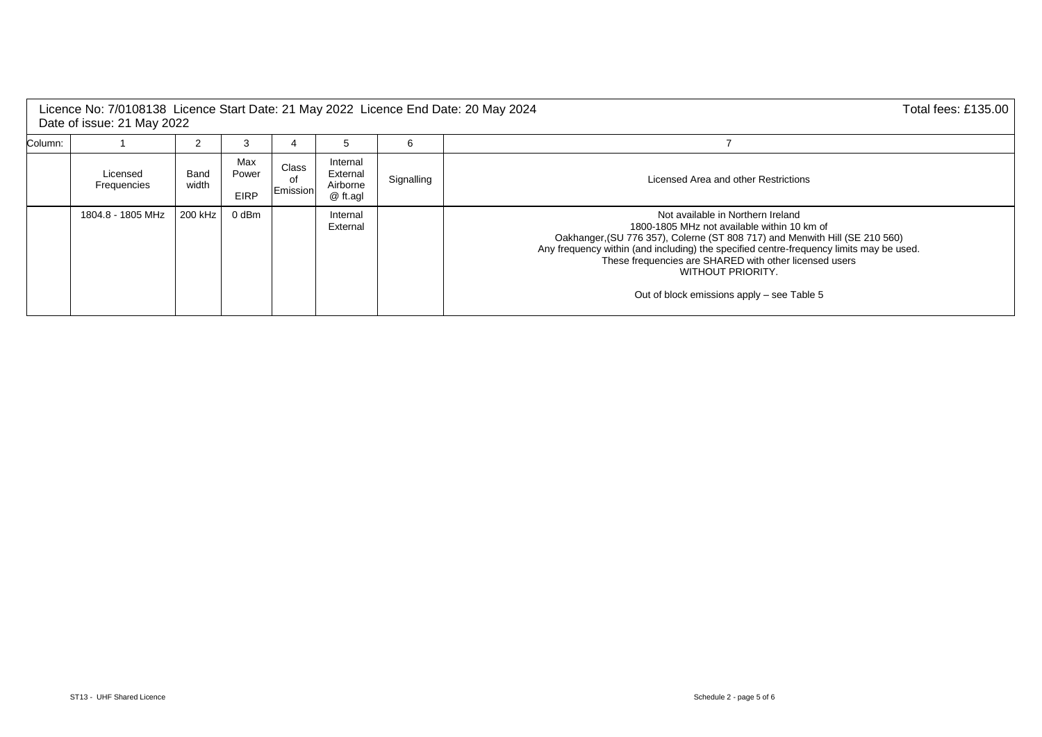Licence No: 7/0108138 Licence Start Date: 21 May 2022 Licence End Date: 20 May 2024 Total fees: £135.00
Date of issue: 21 May 2022

| Column: | 1 | 2 | 3 | 4 | 5 | 6 | 7 |
|---|---|---|---|---|---|---|---|
| | Licensed Frequencies | Band width | Max Power EIRP | Class of Emission | Internal External Airborne @ ft.agl | Signalling | Licensed Area and other Restrictions |
| | 1804.8 - 1805 MHz | 200 kHz | 0 dBm | | Internal External | | Not available in Northern Ireland<br>1800-1805 MHz not available within 10 km of Oakhanger,(SU 776 357), Colerne (ST 808 717) and Menwith Hill (SE 210 560)<br>Any frequency within (and including) the specified centre-frequency limits may be used.<br>These frequencies are SHARED with other licensed users WITHOUT PRIORITY.<br><br>Out of block emissions apply – see Table 5 |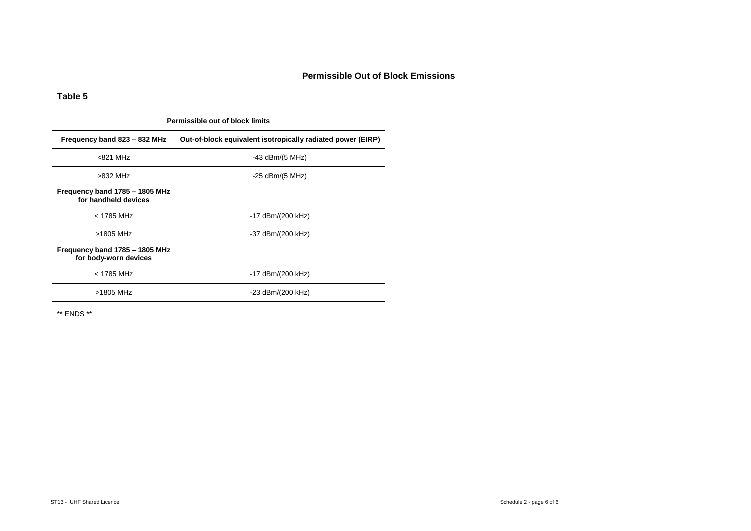## Permissible Out of Block Emissions

**Table 5**

| Permissible out of block limits | |
|---|---|
| **Frequency band 823 – 832 MHz** | **Out-of-block equivalent isotropically radiated power (EIRP)** |
| <821 MHz | -43 dBm/(5 MHz) |
| >832 MHz | -25 dBm/(5 MHz) |
| **Frequency band 1785 – 1805 MHz for handheld devices** | |
| < 1785 MHz | -17 dBm/(200 kHz) |
| >1805 MHz | -37 dBm/(200 kHz) |
| **Frequency band 1785 – 1805 MHz for body-worn devices** | |
| < 1785 MHz | -17 dBm/(200 kHz) |
| >1805 MHz | -23 dBm/(200 kHz) |

** ENDS **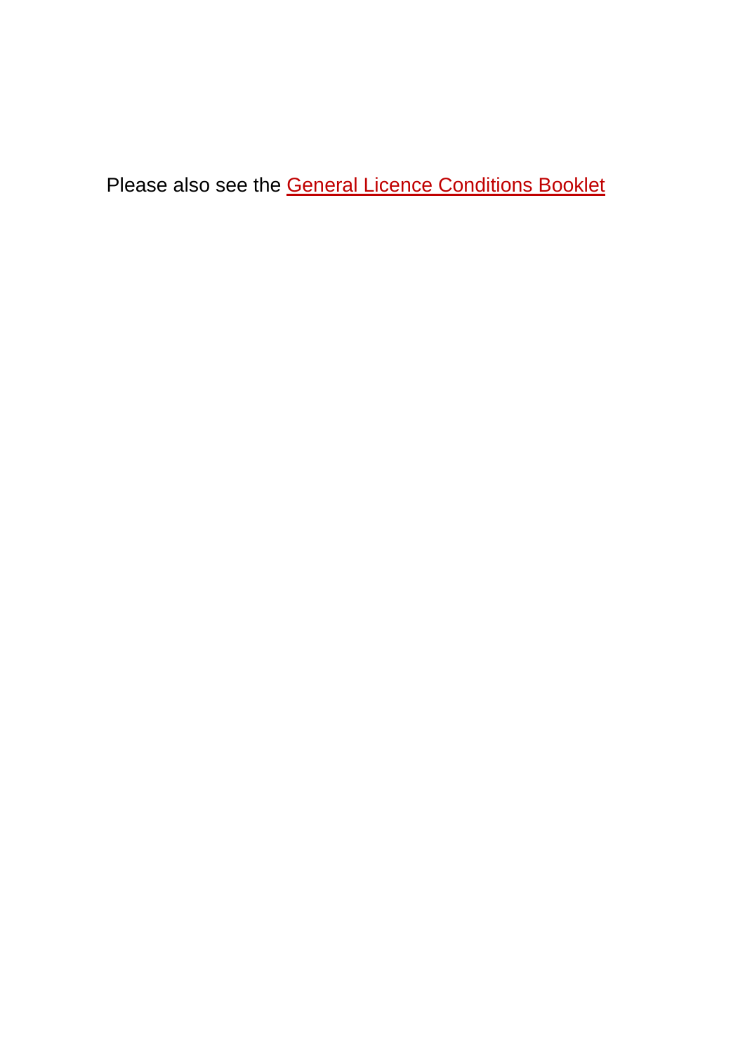Please also see the General Licence Conditions Booklet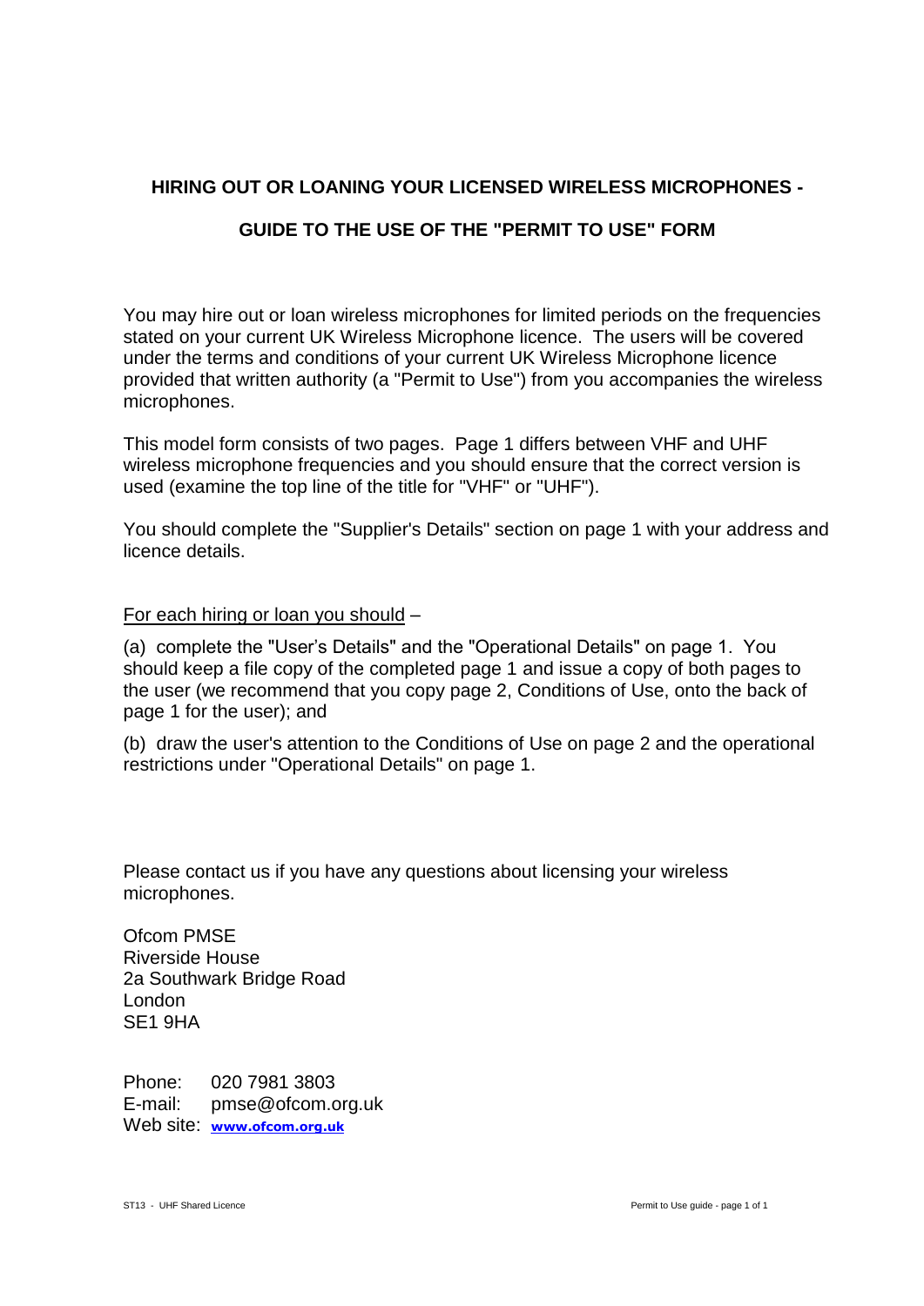# HIRING OUT OR LOANING YOUR LICENSED WIRELESS MICROPHONES -

# GUIDE TO THE USE OF THE "PERMIT TO USE" FORM

You may hire out or loan wireless microphones for limited periods on the frequencies stated on your current UK Wireless Microphone licence. The users will be covered under the terms and conditions of your current UK Wireless Microphone licence provided that written authority (a "Permit to Use") from you accompanies the wireless microphones.

This model form consists of two pages. Page 1 differs between VHF and UHF wireless microphone frequencies and you should ensure that the correct version is used (examine the top line of the title for "VHF" or "UHF").

You should complete the "Supplier's Details" section on page 1 with your address and licence details.

For each hiring or loan you should –

(a) complete the "User's Details" and the "Operational Details" on page 1. You should keep a file copy of the completed page 1 and issue a copy of both pages to the user (we recommend that you copy page 2, Conditions of Use, onto the back of page 1 for the user); and

(b) draw the user's attention to the Conditions of Use on page 2 and the operational restrictions under "Operational Details" on page 1.

Please contact us if you have any questions about licensing your wireless microphones.

Ofcom PMSE
Riverside House
2a Southwark Bridge Road
London
SE1 9HA

Phone: 020 7981 3803
E-mail: pmse@ofcom.org.uk
Web site: **www.ofcom.org.uk**

ST13 - UHF Shared Licence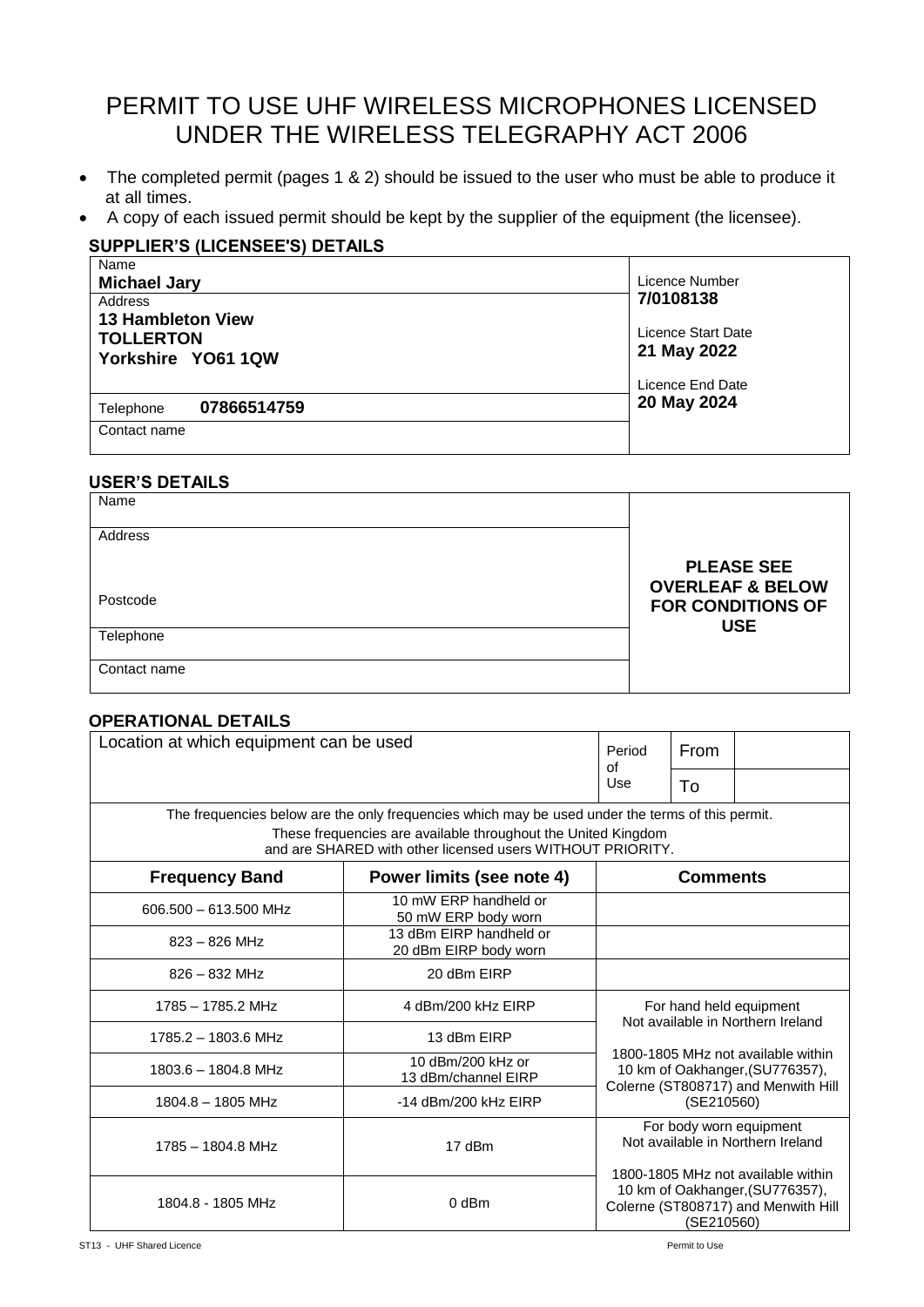# PERMIT TO USE UHF WIRELESS MICROPHONES LICENSED UNDER THE WIRELESS TELEGRAPHY ACT 2006

- The completed permit (pages 1 & 2) should be issued to the user who must be able to produce it at all times.
- A copy of each issued permit should be kept by the supplier of the equipment (the licensee).

## SUPPLIER'S (LICENSEE'S) DETAILS

| | |
|---|---|
| Name **Michael Jary** | Licence Number **7/0108138** |
| Address **13 Hambleton View TOLLERTON Yorkshire YO61 1QW** | Licence Start Date **21 May 2022** |
| Telephone **07866514759** | Licence End Date **20 May 2024** |
| Contact name | |

## USER'S DETAILS

| | |
|---|---|
| Name | **PLEASE SEE OVERLEAF & BELOW FOR CONDITIONS OF USE** |
| Address | |
| Postcode | |
| Telephone | |
| Contact name | |

## OPERATIONAL DETAILS

| Location at which equipment can be used | Period of Use | From | |
|---|---|---|---|
| | | To | |

The frequencies below are the only frequencies which may be used under the terms of this permit.
These frequencies are available throughout the United Kingdom and are SHARED with other licensed users WITHOUT PRIORITY.

| Frequency Band | Power limits (see note 4) | Comments |
|---|---|---|
| 606.500 – 613.500 MHz | 10 mW ERP handheld or 50 mW ERP body worn | |
| 823 – 826 MHz | 13 dBm EIRP handheld or 20 dBm EIRP body worn | |
| 826 – 832 MHz | 20 dBm EIRP | |
| 1785 – 1785.2 MHz | 4 dBm/200 kHz EIRP | For hand held equipment Not available in Northern Ireland 1800-1805 MHz not available within 10 km of Oakhanger,(SU776357), Colerne (ST808717) and Menwith Hill (SE210560) |
| 1785.2 – 1803.6 MHz | 13 dBm EIRP | |
| 1803.6 – 1804.8 MHz | 10 dBm/200 kHz or 13 dBm/channel EIRP | |
| 1804.8 – 1805 MHz | -14 dBm/200 kHz EIRP | |
| 1785 – 1804.8 MHz | 17 dBm | For body worn equipment Not available in Northern Ireland 1800-1805 MHz not available within 10 km of Oakhanger,(SU776357), Colerne (ST808717) and Menwith Hill (SE210560) |
| 1804.8 - 1805 MHz | 0 dBm | |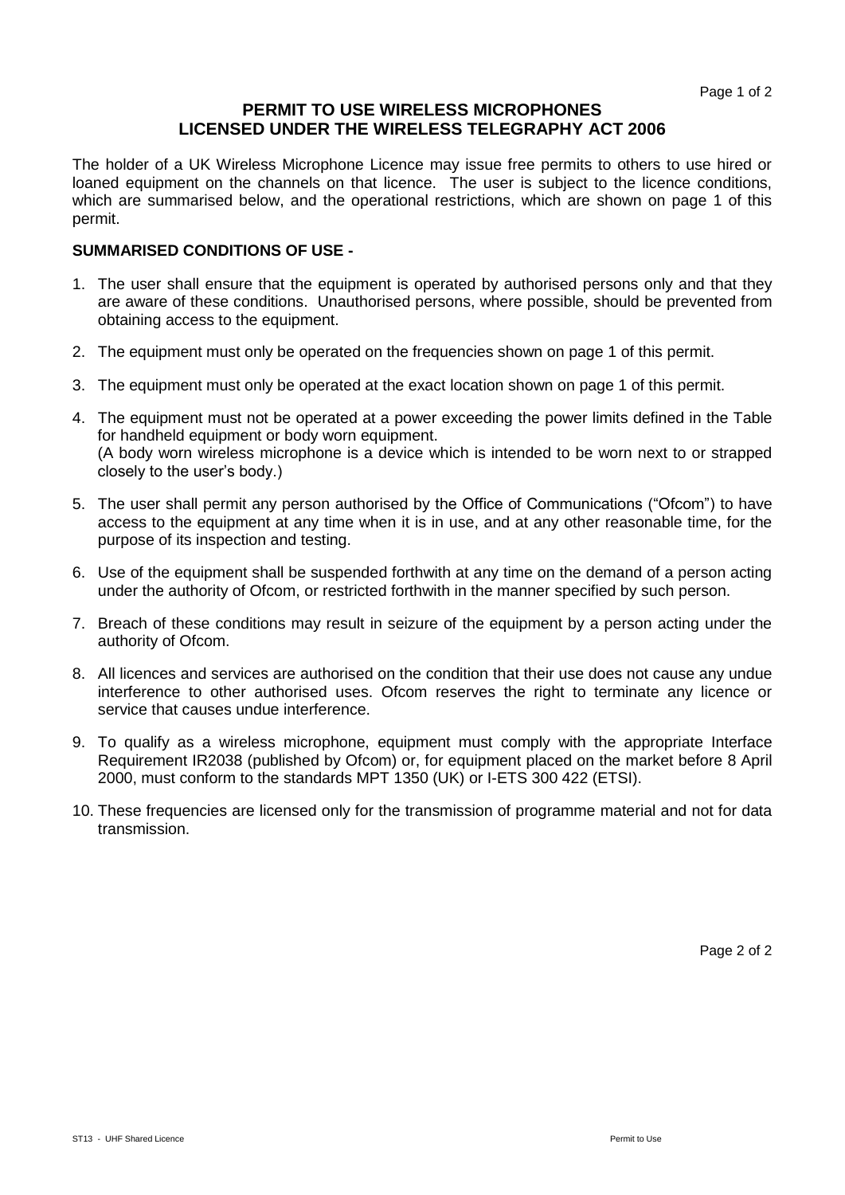## PERMIT TO USE WIRELESS MICROPHONES LICENSED UNDER THE WIRELESS TELEGRAPHY ACT 2006

The holder of a UK Wireless Microphone Licence may issue free permits to others to use hired or loaned equipment on the channels on that licence. The user is subject to the licence conditions, which are summarised below, and the operational restrictions, which are shown on page 1 of this permit.

### SUMMARISED CONDITIONS OF USE -

1. The user shall ensure that the equipment is operated by authorised persons only and that they are aware of these conditions. Unauthorised persons, where possible, should be prevented from obtaining access to the equipment.
2. The equipment must only be operated on the frequencies shown on page 1 of this permit.
3. The equipment must only be operated at the exact location shown on page 1 of this permit.
4. The equipment must not be operated at a power exceeding the power limits defined in the Table for handheld equipment or body worn equipment.
   (A body worn wireless microphone is a device which is intended to be worn next to or strapped closely to the user's body.)
5. The user shall permit any person authorised by the Office of Communications ("Ofcom") to have access to the equipment at any time when it is in use, and at any other reasonable time, for the purpose of its inspection and testing.
6. Use of the equipment shall be suspended forthwith at any time on the demand of a person acting under the authority of Ofcom, or restricted forthwith in the manner specified by such person.
7. Breach of these conditions may result in seizure of the equipment by a person acting under the authority of Ofcom.
8. All licences and services are authorised on the condition that their use does not cause any undue interference to other authorised uses. Ofcom reserves the right to terminate any licence or service that causes undue interference.
9. To qualify as a wireless microphone, equipment must comply with the appropriate Interface Requirement IR2038 (published by Ofcom) or, for equipment placed on the market before 8 April 2000, must conform to the standards MPT 1350 (UK) or I-ETS 300 422 (ETSI).
10. These frequencies are licensed only for the transmission of programme material and not for data transmission.